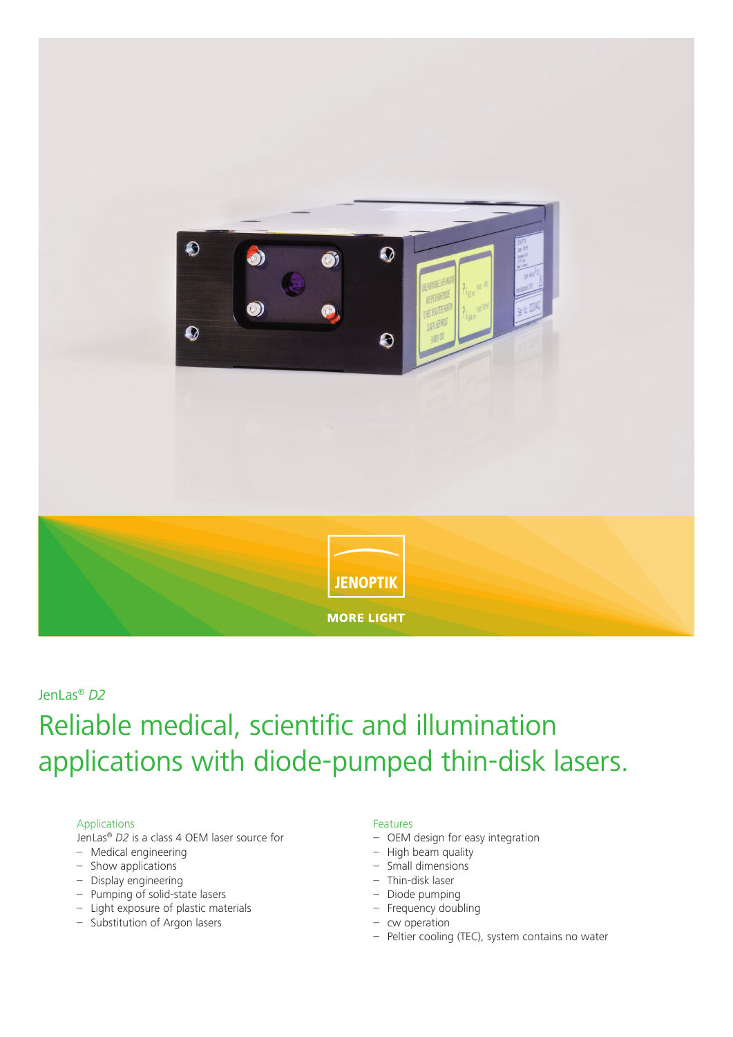JENOPTIK

MORE LIGHT

JenLas® *D2*

# Reliable medical, scientific and illumination applications with diode-pumped thin-disk lasers.

## Applications

JenLas® *D2* is a class 4 OEM laser source for

- Medical engineering
- Show applications
- Display engineering
- Pumping of solid-state lasers
- Light exposure of plastic materials
- Substitution of Argon lasers

## Features

- OEM design for easy integration
- High beam quality
- Small dimensions
- Thin-disk laser
- Diode pumping
- Frequency doubling
- cw operation
- Peltier cooling (TEC), system contains no water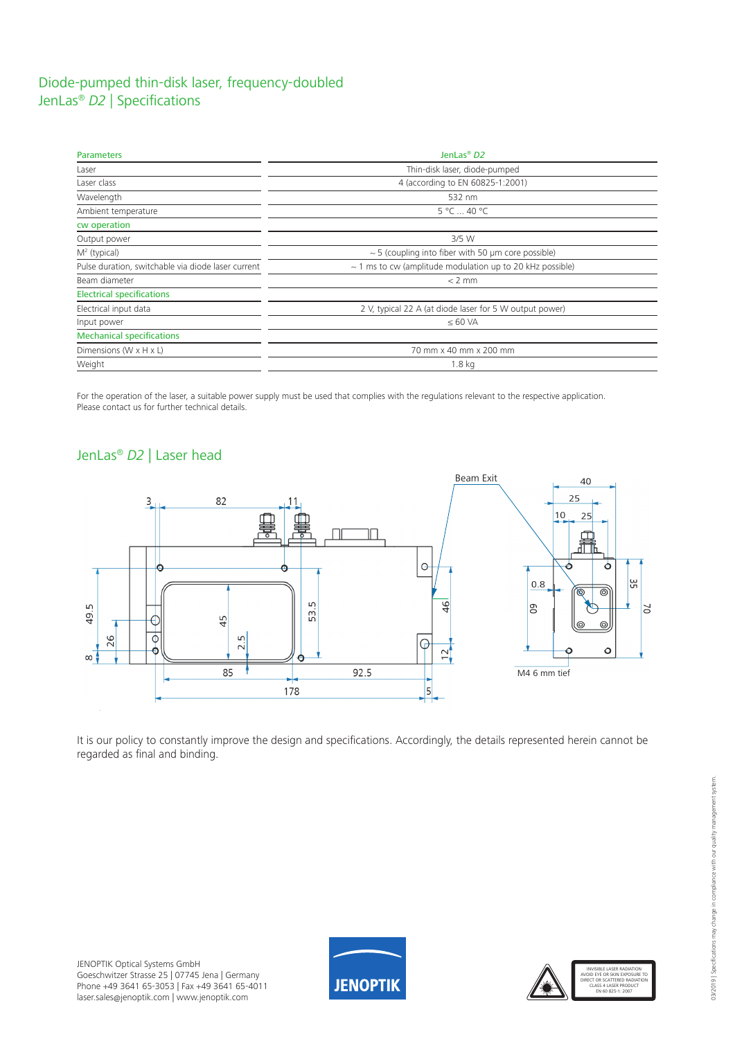# Diode-pumped thin-disk laser, frequency-doubled
# JenLas® *D2* | Specifications

| Parameters | JenLas® *D2* |
|---|---|
| Laser | Thin-disk laser, diode-pumped |
| Laser class | 4 (according to EN 60825-1:2001) |
| Wavelength | 532 nm |
| Ambient temperature | 5 °C ... 40 °C |
| **cw operation** | |
| Output power | 3/5 W |
| $M^2$ (typical) | ~ 5 (coupling into fiber with 50 µm core possible) |
| Pulse duration, switchable via diode laser current | ~ 1 ms to cw (amplitude modulation up to 20 kHz possible) |
| Beam diameter | < 2 mm |
| **Electrical specifications** | |
| Electrical input data | 2 V, typical 22 A (at diode laser for 5 W output power) |
| Input power | ≤ 60 VA |
| **Mechanical specifications** | |
| Dimensions (W x H x L) | 70 mm x 40 mm x 200 mm |
| Weight | 1.8 kg |

For the operation of the laser, a suitable power supply must be used that complies with the regulations relevant to the respective application.
Please contact us for further technical details.

## JenLas® *D2* | Laser head

Beam Exit

3
82
11
49.5
26
8
45
2.5
53.5
46
12
85
92.5
178
5
40
25
10
25
0.8
60
35
70
M4 6 mm tief

It is our policy to constantly improve the design and specifications. Accordingly, the details represented herein cannot be regarded as final and binding.

JENOPTIK Optical Systems GmbH
Goeschwitzer Strasse 25 | 07745 Jena | Germany
Phone +49 3641 65-3053 | Fax +49 3641 65-4011
laser.sales@jenoptik.com | www.jenoptik.com

JENOPTIK

INVISIBLE LASER RADIATION
AVOID EYE OR SKIN EXPOSURE TO DIRECT OR SCATTERED RADIATION
CLASS 4 LASER PRODUCT
EN 60 825-1: 2007

03/2019 | Specifications may change in compliance with our quality management system.